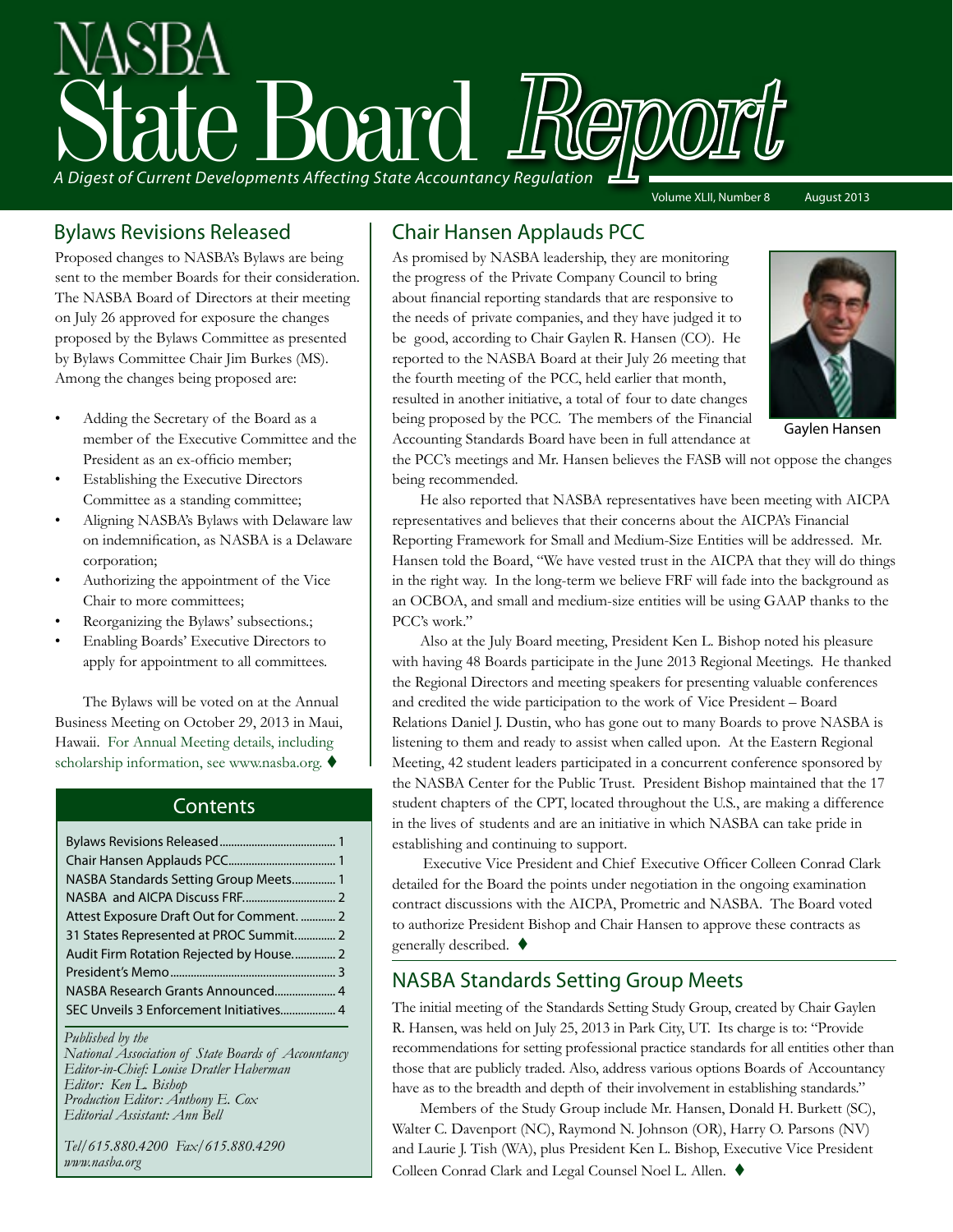# NASBA State Board Report

*A Digest of Current Developments Affecting State Accountancy Regulation*

Volume XLII, Number 8 August 2013

## Bylaws Revisions Released

Proposed changes to NASBA's Bylaws are being sent to the member Boards for their consideration. The NASBA Board of Directors at their meeting on July 26 approved for exposure the changes proposed by the Bylaws Committee as presented by Bylaws Committee Chair Jim Burkes (MS). Among the changes being proposed are:

- Adding the Secretary of the Board as a member of the Executive Committee and the President as an ex-officio member;
- Establishing the Executive Directors Committee as a standing committee;
- Aligning NASBA's Bylaws with Delaware law on indemnification, as NASBA is a Delaware corporation;
- Authorizing the appointment of the Vice Chair to more committees;
- Reorganizing the Bylaws' subsections.;
- Enabling Boards' Executive Directors to apply for appointment to all committees.

The Bylaws will be voted on at the Annual Business Meeting on October 29, 2013 in Maui, Hawaii. For Annual Meeting details, including scholarship information, see www.nasba.org. ♦

## Contents

| | |
|---|---|
| Bylaws Revisions Released | 1 |
| Chair Hansen Applauds PCC | 1 |
| NASBA Standards Setting Group Meets | 1 |
| NASBA and AICPA Discuss FRF | 2 |
| Attest Exposure Draft Out for Comment. | 2 |
| 31 States Represented at PROC Summit | 2 |
| Audit Firm Rotation Rejected by House | 2 |
| President's Memo | 3 |
| NASBA Research Grants Announced | 4 |
| SEC Unveils 3 Enforcement Initiatives | 4 |

*Published by the*
*National Association of State Boards of Accountancy*
*Editor-in-Chief: Louise Dratler Haberman*
*Editor: Ken L. Bishop*
*Production Editor: Anthony E. Cox*
*Editorial Assistant: Ann Bell*

*Tel/615.880.4200 Fax/615.880.4290*
*www.nasba.org*

## Chair Hansen Applauds PCC

As promised by NASBA leadership, they are monitoring the progress of the Private Company Council to bring about financial reporting standards that are responsive to the needs of private companies, and they have judged it to be good, according to Chair Gaylen R. Hansen (CO). He reported to the NASBA Board at their July 26 meeting that the fourth meeting of the PCC, held earlier that month, resulted in another initiative, a total of four to date changes being proposed by the PCC. The members of the Financial Accounting Standards Board have been in full attendance at the PCC's meetings and Mr. Hansen believes the FASB will not oppose the changes being recommended.

Gaylen Hansen

He also reported that NASBA representatives have been meeting with AICPA representatives and believes that their concerns about the AICPA's Financial Reporting Framework for Small and Medium-Size Entities will be addressed. Mr. Hansen told the Board, "We have vested trust in the AICPA that they will do things in the right way. In the long-term we believe FRF will fade into the background as an OCBOA, and small and medium-size entities will be using GAAP thanks to the PCC's work."

Also at the July Board meeting, President Ken L. Bishop noted his pleasure with having 48 Boards participate in the June 2013 Regional Meetings. He thanked the Regional Directors and meeting speakers for presenting valuable conferences and credited the wide participation to the work of Vice President – Board Relations Daniel J. Dustin, who has gone out to many Boards to prove NASBA is listening to them and ready to assist when called upon. At the Eastern Regional Meeting, 42 student leaders participated in a concurrent conference sponsored by the NASBA Center for the Public Trust. President Bishop maintained that the 17 student chapters of the CPT, located throughout the U.S., are making a difference in the lives of students and are an initiative in which NASBA can take pride in establishing and continuing to support.

Executive Vice President and Chief Executive Officer Colleen Conrad Clark detailed for the Board the points under negotiation in the ongoing examination contract discussions with the AICPA, Prometric and NASBA. The Board voted to authorize President Bishop and Chair Hansen to approve these contracts as generally described. ♦

## NASBA Standards Setting Group Meets

The initial meeting of the Standards Setting Study Group, created by Chair Gaylen R. Hansen, was held on July 25, 2013 in Park City, UT. Its charge is to: "Provide recommendations for setting professional practice standards for all entities other than those that are publicly traded. Also, address various options Boards of Accountancy have as to the breadth and depth of their involvement in establishing standards."

Members of the Study Group include Mr. Hansen, Donald H. Burkett (SC), Walter C. Davenport (NC), Raymond N. Johnson (OR), Harry O. Parsons (NV) and Laurie J. Tish (WA), plus President Ken L. Bishop, Executive Vice President Colleen Conrad Clark and Legal Counsel Noel L. Allen. ♦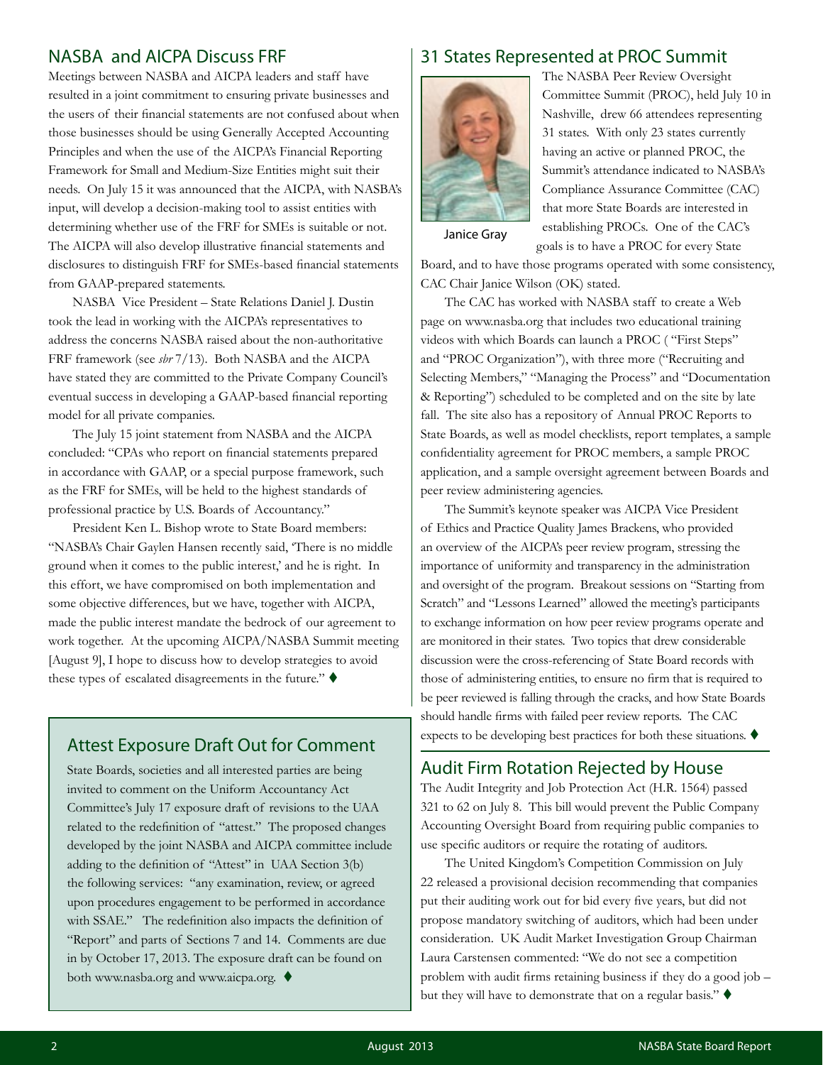## NASBA and AICPA Discuss FRF

Meetings between NASBA and AICPA leaders and staff have resulted in a joint commitment to ensuring private businesses and the users of their financial statements are not confused about when those businesses should be using Generally Accepted Accounting Principles and when the use of the AICPA's Financial Reporting Framework for Small and Medium-Size Entities might suit their needs. On July 15 it was announced that the AICPA, with NASBA's input, will develop a decision-making tool to assist entities with determining whether use of the FRF for SMEs is suitable or not. The AICPA will also develop illustrative financial statements and disclosures to distinguish FRF for SMEs-based financial statements from GAAP-prepared statements.

NASBA Vice President – State Relations Daniel J. Dustin took the lead in working with the AICPA's representatives to address the concerns NASBA raised about the non-authoritative FRF framework (see *sbr* 7/13). Both NASBA and the AICPA have stated they are committed to the Private Company Council's eventual success in developing a GAAP-based financial reporting model for all private companies.

The July 15 joint statement from NASBA and the AICPA concluded: "CPAs who report on financial statements prepared in accordance with GAAP, or a special purpose framework, such as the FRF for SMEs, will be held to the highest standards of professional practice by U.S. Boards of Accountancy."

President Ken L. Bishop wrote to State Board members: "NASBA's Chair Gaylen Hansen recently said, 'There is no middle ground when it comes to the public interest,' and he is right. In this effort, we have compromised on both implementation and some objective differences, but we have, together with AICPA, made the public interest mandate the bedrock of our agreement to work together. At the upcoming AICPA/NASBA Summit meeting [August 9], I hope to discuss how to develop strategies to avoid these types of escalated disagreements in the future." ♦

## Attest Exposure Draft Out for Comment

State Boards, societies and all interested parties are being invited to comment on the Uniform Accountancy Act Committee's July 17 exposure draft of revisions to the UAA related to the redefinition of "attest." The proposed changes developed by the joint NASBA and AICPA committee include adding to the definition of "Attest" in UAA Section 3(b) the following services: "any examination, review, or agreed upon procedures engagement to be performed in accordance with SSAE." The redefinition also impacts the definition of "Report" and parts of Sections 7 and 14. Comments are due in by October 17, 2013. The exposure draft can be found on both www.nasba.org and www.aicpa.org. ♦

## 31 States Represented at PROC Summit

Janice Gray

The NASBA Peer Review Oversight Committee Summit (PROC), held July 10 in Nashville, drew 66 attendees representing 31 states. With only 23 states currently having an active or planned PROC, the Summit's attendance indicated to NASBA's Compliance Assurance Committee (CAC) that more State Boards are interested in establishing PROCs. One of the CAC's goals is to have a PROC for every State Board, and to have those programs operated with some consistency, CAC Chair Janice Wilson (OK) stated.

The CAC has worked with NASBA staff to create a Web page on www.nasba.org that includes two educational training videos with which Boards can launch a PROC ( "First Steps" and "PROC Organization"), with three more ("Recruiting and Selecting Members," "Managing the Process" and "Documentation & Reporting") scheduled to be completed and on the site by late fall. The site also has a repository of Annual PROC Reports to State Boards, as well as model checklists, report templates, a sample confidentiality agreement for PROC members, a sample PROC application, and a sample oversight agreement between Boards and peer review administering agencies.

The Summit's keynote speaker was AICPA Vice President of Ethics and Practice Quality James Brackens, who provided an overview of the AICPA's peer review program, stressing the importance of uniformity and transparency in the administration and oversight of the program. Breakout sessions on "Starting from Scratch" and "Lessons Learned" allowed the meeting's participants to exchange information on how peer review programs operate and are monitored in their states. Two topics that drew considerable discussion were the cross-referencing of State Board records with those of administering entities, to ensure no firm that is required to be peer reviewed is falling through the cracks, and how State Boards should handle firms with failed peer review reports. The CAC expects to be developing best practices for both these situations. ♦

## Audit Firm Rotation Rejected by House

The Audit Integrity and Job Protection Act (H.R. 1564) passed 321 to 62 on July 8. This bill would prevent the Public Company Accounting Oversight Board from requiring public companies to use specific auditors or require the rotating of auditors.

The United Kingdom's Competition Commission on July 22 released a provisional decision recommending that companies put their auditing work out for bid every five years, but did not propose mandatory switching of auditors, which had been under consideration. UK Audit Market Investigation Group Chairman Laura Carstensen commented: "We do not see a competition problem with audit firms retaining business if they do a good job – but they will have to demonstrate that on a regular basis." ♦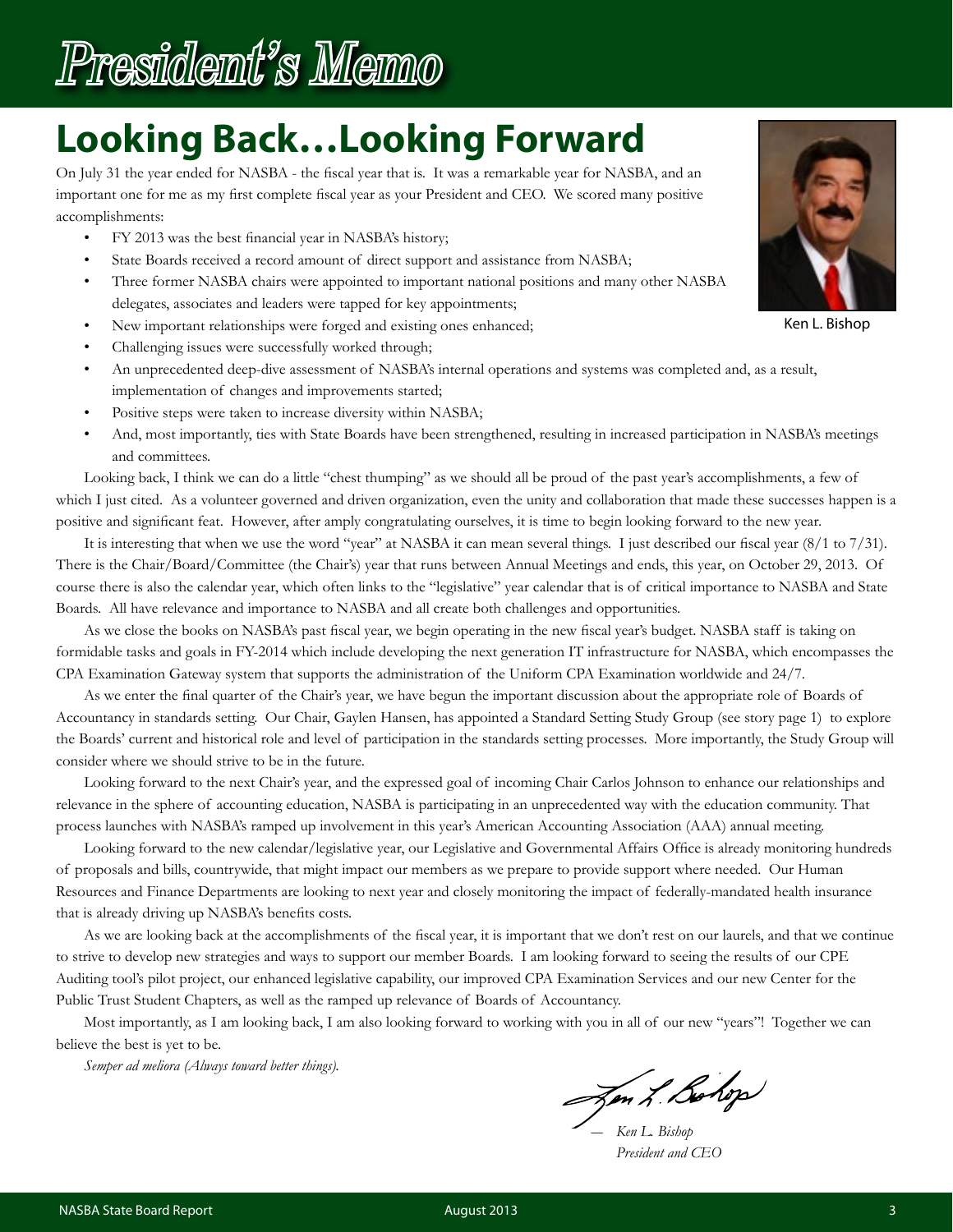// President's Memo

# Looking Back…Looking Forward

On July 31 the year ended for NASBA - the fiscal year that is. It was a remarkable year for NASBA, and an important one for me as my first complete fiscal year as your President and CEO. We scored many positive accomplishments:

- FY 2013 was the best financial year in NASBA's history;
- State Boards received a record amount of direct support and assistance from NASBA;
- Three former NASBA chairs were appointed to important national positions and many other NASBA delegates, associates and leaders were tapped for key appointments;
- New important relationships were forged and existing ones enhanced;
- Challenging issues were successfully worked through;
- An unprecedented deep-dive assessment of NASBA's internal operations and systems was completed and, as a result, implementation of changes and improvements started;
- Positive steps were taken to increase diversity within NASBA;
- And, most importantly, ties with State Boards have been strengthened, resulting in increased participation in NASBA's meetings and committees.

Ken L. Bishop

Looking back, I think we can do a little "chest thumping" as we should all be proud of the past year's accomplishments, a few of which I just cited. As a volunteer governed and driven organization, even the unity and collaboration that made these successes happen is a positive and significant feat. However, after amply congratulating ourselves, it is time to begin looking forward to the new year.

It is interesting that when we use the word "year" at NASBA it can mean several things. I just described our fiscal year (8/1 to 7/31). There is the Chair/Board/Committee (the Chair's) year that runs between Annual Meetings and ends, this year, on October 29, 2013. Of course there is also the calendar year, which often links to the "legislative" year calendar that is of critical importance to NASBA and State Boards. All have relevance and importance to NASBA and all create both challenges and opportunities.

As we close the books on NASBA's past fiscal year, we begin operating in the new fiscal year's budget. NASBA staff is taking on formidable tasks and goals in FY-2014 which include developing the next generation IT infrastructure for NASBA, which encompasses the CPA Examination Gateway system that supports the administration of the Uniform CPA Examination worldwide and 24/7.

As we enter the final quarter of the Chair's year, we have begun the important discussion about the appropriate role of Boards of Accountancy in standards setting. Our Chair, Gaylen Hansen, has appointed a Standard Setting Study Group (see story page 1) to explore the Boards' current and historical role and level of participation in the standards setting processes. More importantly, the Study Group will consider where we should strive to be in the future.

Looking forward to the next Chair's year, and the expressed goal of incoming Chair Carlos Johnson to enhance our relationships and relevance in the sphere of accounting education, NASBA is participating in an unprecedented way with the education community. That process launches with NASBA's ramped up involvement in this year's American Accounting Association (AAA) annual meeting.

Looking forward to the new calendar/legislative year, our Legislative and Governmental Affairs Office is already monitoring hundreds of proposals and bills, countrywide, that might impact our members as we prepare to provide support where needed. Our Human Resources and Finance Departments are looking to next year and closely monitoring the impact of federally-mandated health insurance that is already driving up NASBA's benefits costs.

As we are looking back at the accomplishments of the fiscal year, it is important that we don't rest on our laurels, and that we continue to strive to develop new strategies and ways to support our member Boards. I am looking forward to seeing the results of our CPE Auditing tool's pilot project, our enhanced legislative capability, our improved CPA Examination Services and our new Center for the Public Trust Student Chapters, as well as the ramped up relevance of Boards of Accountancy.

Most importantly, as I am looking back, I am also looking forward to working with you in all of our new "years"! Together we can believe the best is yet to be.

*Semper ad meliora (Always toward better things).*

*— Ken L. Bishop*
*President and CEO*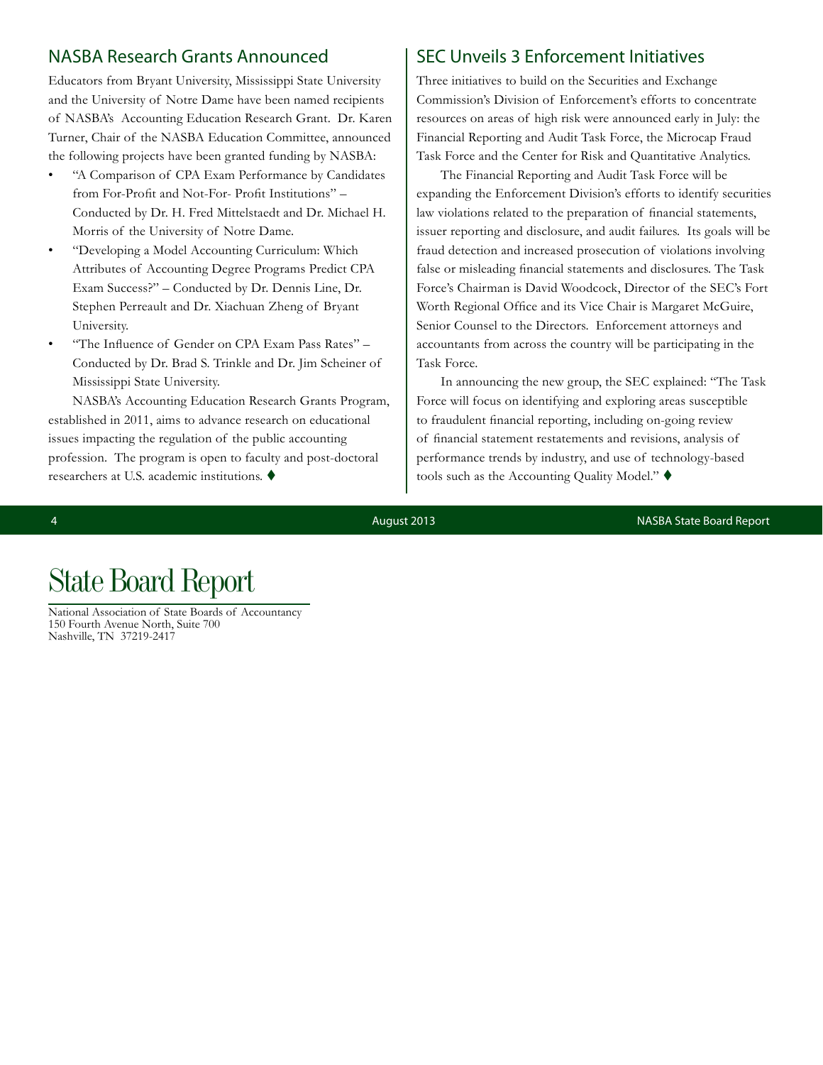## NASBA Research Grants Announced

Educators from Bryant University, Mississippi State University and the University of Notre Dame have been named recipients of NASBA's Accounting Education Research Grant. Dr. Karen Turner, Chair of the NASBA Education Committee, announced the following projects have been granted funding by NASBA:

- "A Comparison of CPA Exam Performance by Candidates from For-Profit and Not-For- Profit Institutions" – Conducted by Dr. H. Fred Mittelstaedt and Dr. Michael H. Morris of the University of Notre Dame.
- "Developing a Model Accounting Curriculum: Which Attributes of Accounting Degree Programs Predict CPA Exam Success?" – Conducted by Dr. Dennis Line, Dr. Stephen Perreault and Dr. Xiachuan Zheng of Bryant University.
- "The Influence of Gender on CPA Exam Pass Rates" – Conducted by Dr. Brad S. Trinkle and Dr. Jim Scheiner of Mississippi State University.

NASBA's Accounting Education Research Grants Program, established in 2011, aims to advance research on educational issues impacting the regulation of the public accounting profession. The program is open to faculty and post-doctoral researchers at U.S. academic institutions. ♦

## SEC Unveils 3 Enforcement Initiatives

Three initiatives to build on the Securities and Exchange Commission's Division of Enforcement's efforts to concentrate resources on areas of high risk were announced early in July: the Financial Reporting and Audit Task Force, the Microcap Fraud Task Force and the Center for Risk and Quantitative Analytics.

The Financial Reporting and Audit Task Force will be expanding the Enforcement Division's efforts to identify securities law violations related to the preparation of financial statements, issuer reporting and disclosure, and audit failures. Its goals will be fraud detection and increased prosecution of violations involving false or misleading financial statements and disclosures. The Task Force's Chairman is David Woodcock, Director of the SEC's Fort Worth Regional Office and its Vice Chair is Margaret McGuire, Senior Counsel to the Directors. Enforcement attorneys and accountants from across the country will be participating in the Task Force.

In announcing the new group, the SEC explained: "The Task Force will focus on identifying and exploring areas susceptible to fraudulent financial reporting, including on-going review of financial statement restatements and revisions, analysis of performance trends by industry, and use of technology-based tools such as the Accounting Quality Model." ♦

# State Board Report

National Association of State Boards of Accountancy
150 Fourth Avenue North, Suite 700
Nashville, TN 37219-2417